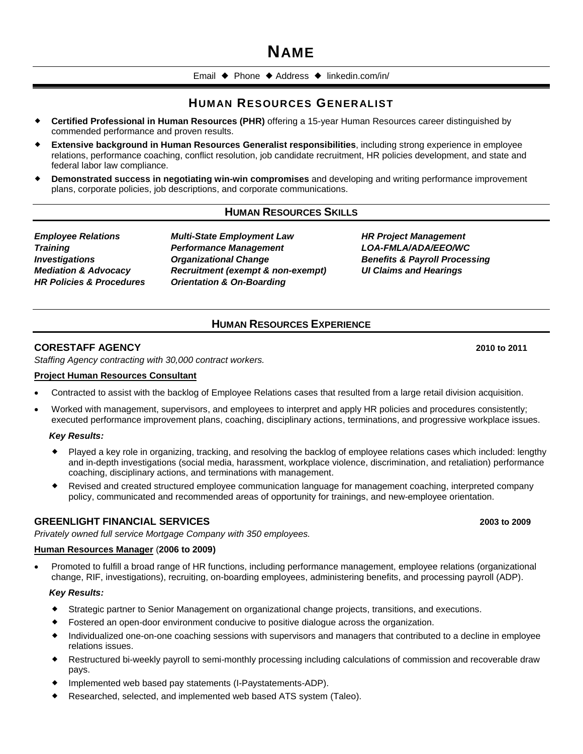# NAME

Email ◆ Phone ◆ Address ◆ linkedin.com/in/

## HUMAN RESOURCES GENERALIST

- **Certified Professional in Human Resources (PHR)** offering a 15-year Human Resources career distinguished by commended performance and proven results.
- **Extensive background in Human Resources Generalist responsibilities**, including strong experience in employee relations, performance coaching, conflict resolution, job candidate recruitment, HR policies development, and state and federal labor law compliance.
- **Demonstrated success in negotiating win-win compromises** and developing and writing performance improvement plans, corporate policies, job descriptions, and corporate communications.

## HUMAN RESOURCES SKILLS

***Employee Relations***
***Training***
***Investigations***
***Mediation & Advocacy***
***HR Policies & Procedures***
***Multi-State Employment Law***
***Performance Management***
***Organizational Change***
***Recruitment (exempt & non-exempt)***
***Orientation & On-Boarding***
***HR Project Management***
***LOA-FMLA/ADA/EEO/WC***
***Benefits & Payroll Processing***
***UI Claims and Hearings***

## HUMAN RESOURCES EXPERIENCE

### CORESTAFF AGENCY — 2010 to 2011

*Staffing Agency contracting with 30,000 contract workers.*

**Project Human Resources Consultant**

- Contracted to assist with the backlog of Employee Relations cases that resulted from a large retail division acquisition.
- Worked with management, supervisors, and employees to interpret and apply HR policies and procedures consistently; executed performance improvement plans, coaching, disciplinary actions, terminations, and progressive workplace issues.

***Key Results:***

- Played a key role in organizing, tracking, and resolving the backlog of employee relations cases which included: lengthy and in-depth investigations (social media, harassment, workplace violence, discrimination, and retaliation) performance coaching, disciplinary actions, and terminations with management.
- Revised and created structured employee communication language for management coaching, interpreted company policy, communicated and recommended areas of opportunity for trainings, and new-employee orientation.

### GREENLIGHT FINANCIAL SERVICES — 2003 to 2009

*Privately owned full service Mortgage Company with 350 employees.*

**Human Resources Manager** (**2006 to 2009)**

- Promoted to fulfill a broad range of HR functions, including performance management, employee relations (organizational change, RIF, investigations), recruiting, on-boarding employees, administering benefits, and processing payroll (ADP).

***Key Results:***

- Strategic partner to Senior Management on organizational change projects, transitions, and executions.
- Fostered an open-door environment conducive to positive dialogue across the organization.
- Individualized one-on-one coaching sessions with supervisors and managers that contributed to a decline in employee relations issues.
- Restructured bi-weekly payroll to semi-monthly processing including calculations of commission and recoverable draw pays.
- Implemented web based pay statements (I-Paystatements-ADP).
- Researched, selected, and implemented web based ATS system (Taleo).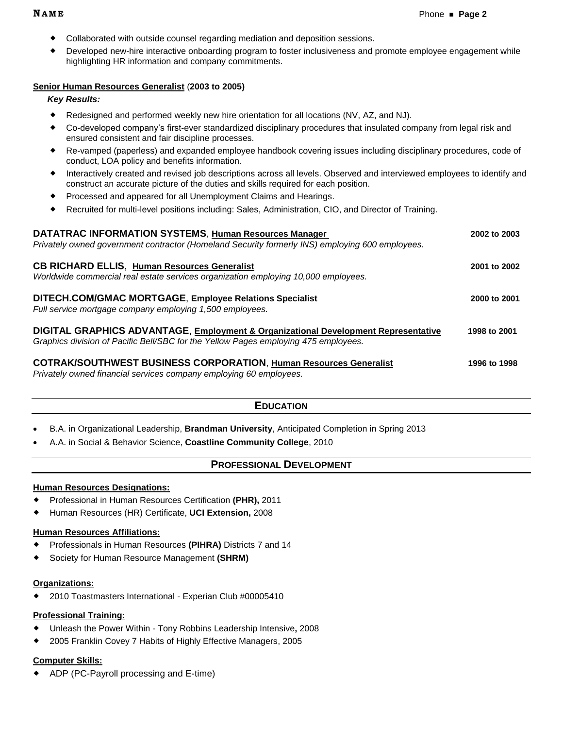- Collaborated with outside counsel regarding mediation and deposition sessions.
- Developed new-hire interactive onboarding program to foster inclusiveness and promote employee engagement while highlighting HR information and company commitments.

**Senior Human Resources Generalist** (**2003 to 2005)**

***Key Results:***

- Redesigned and performed weekly new hire orientation for all locations (NV, AZ, and NJ).
- Co-developed company's first-ever standardized disciplinary procedures that insulated company from legal risk and ensured consistent and fair discipline processes.
- Re-vamped (paperless) and expanded employee handbook covering issues including disciplinary procedures, code of conduct, LOA policy and benefits information.
- Interactively created and revised job descriptions across all levels. Observed and interviewed employees to identify and construct an accurate picture of the duties and skills required for each position.
- Processed and appeared for all Unemployment Claims and Hearings.
- Recruited for multi-level positions including: Sales, Administration, CIO, and Director of Training.

**DATATRAC INFORMATION SYSTEMS**, **Human Resources Manager** — **2002 to 2003**
*Privately owned government contractor (Homeland Security formerly INS) employing 600 employees.*

**CB RICHARD ELLIS**, **Human Resources Generalist** — **2001 to 2002**
*Worldwide commercial real estate services organization employing 10,000 employees.*

**DITECH.COM/GMAC MORTGAGE**, **Employee Relations Specialist** — **2000 to 2001**
*Full service mortgage company employing 1,500 employees.*

**DIGITAL GRAPHICS ADVANTAGE**, **Employment & Organizational Development Representative** — **1998 to 2001**
*Graphics division of Pacific Bell/SBC for the Yellow Pages employing 475 employees.*

**COTRAK/SOUTHWEST BUSINESS CORPORATION**, **Human Resources Generalist** — **1996 to 1998**
*Privately owned financial services company employing 60 employees.*

## EDUCATION

- B.A. in Organizational Leadership, **Brandman University**, Anticipated Completion in Spring 2013
- A.A. in Social & Behavior Science, **Coastline Community College**, 2010

## PROFESSIONAL DEVELOPMENT

**Human Resources Designations:**

- Professional in Human Resources Certification **(PHR),** 2011
- Human Resources (HR) Certificate, **UCI Extension,** 2008

**Human Resources Affiliations:**

- Professionals in Human Resources **(PIHRA)** Districts 7 and 14
- Society for Human Resource Management **(SHRM)**

**Organizations:**

- 2010 Toastmasters International - Experian Club #00005410

**Professional Training:**

- Unleash the Power Within - Tony Robbins Leadership Intensive**,** 2008
- 2005 Franklin Covey 7 Habits of Highly Effective Managers, 2005

**Computer Skills:**

- ADP (PC-Payroll processing and E-time)